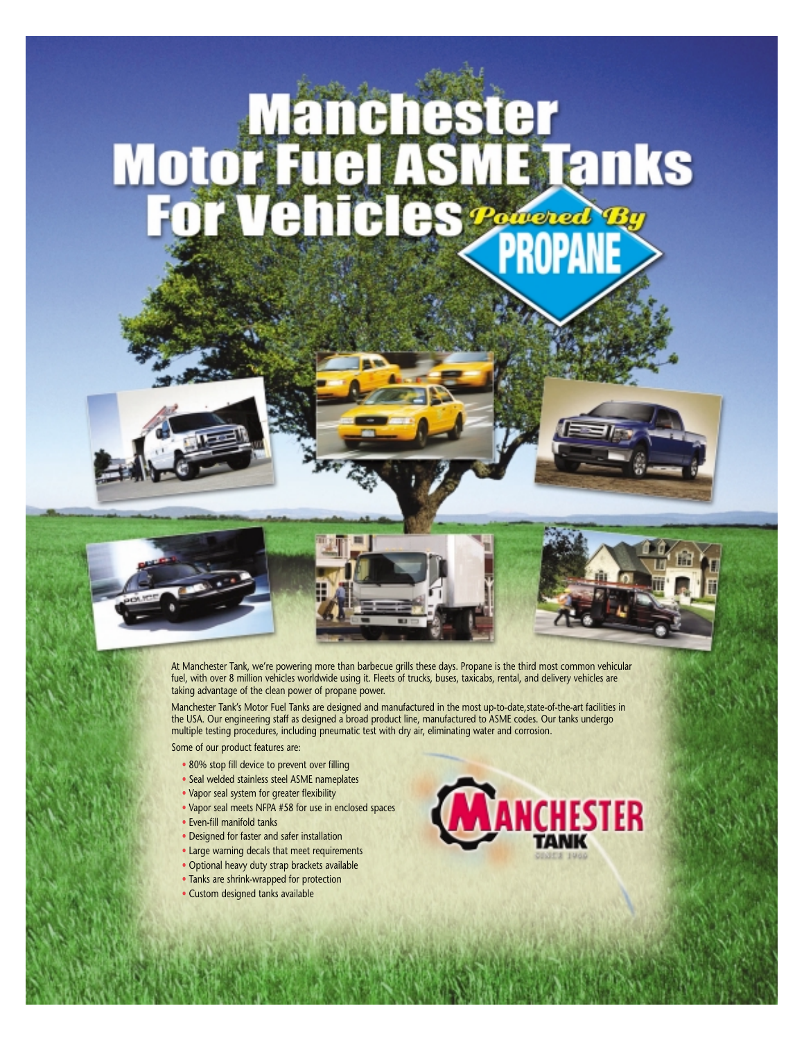# Manchester Motor Fuel ASME Tanks For Vehicles

*Powered By* **PROPANE**

At Manchester Tank, we're powering more than barbecue grills these days. Propane is the third most common vehicular fuel, with over 8 million vehicles worldwide using it. Fleets of trucks, buses, taxicabs, rental, and delivery vehicles are taking advantage of the clean power of propane power.

Manchester Tank's Motor Fuel Tanks are designed and manufactured in the most up-to-date,state-of-the-art facilities in the USA. Our engineering staff as designed a broad product line, manufactured to ASME codes. Our tanks undergo multiple testing procedures, including pneumatic test with dry air, eliminating water and corrosion.

Some of our product features are:

- 80% stop fill device to prevent over filling
- Seal welded stainless steel ASME nameplates
- Vapor seal system for greater flexibility
- Vapor seal meets NFPA #58 for use in enclosed spaces
- Even-fill manifold tanks
- Designed for faster and safer installation
- Large warning decals that meet requirements
- Optional heavy duty strap brackets available
- Tanks are shrink-wrapped for protection
- Custom designed tanks available

MANCHESTER TANK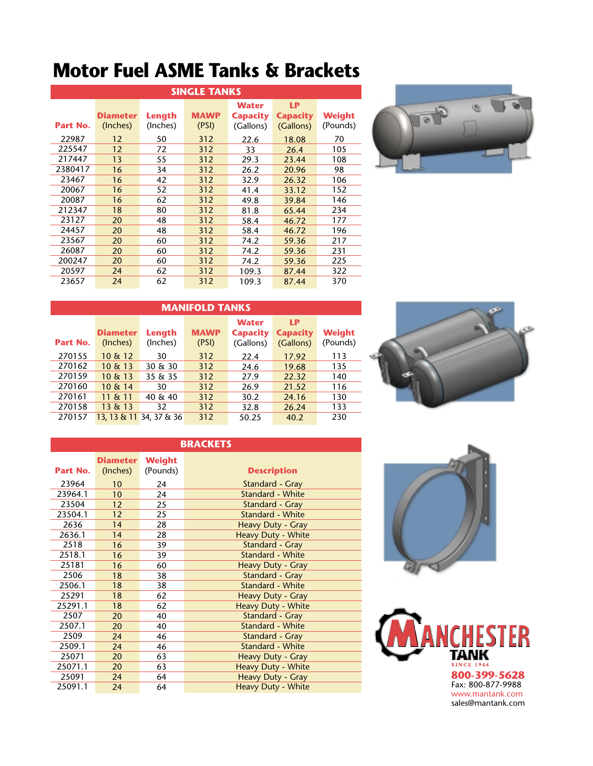# Motor Fuel ASME Tanks & Brackets

## SINGLE TANKS

| Part No. | Diameter (Inches) | Length (Inches) | MAWP (PSI) | Water Capacity (Gallons) | LP Capacity (Gallons) | Weight (Pounds) |
|---|---|---|---|---|---|---|
| 22987 | 12 | 50 | 312 | 22.6 | 18.08 | 70 |
| 225547 | 12 | 72 | 312 | 33 | 26.4 | 105 |
| 217447 | 13 | 55 | 312 | 29.3 | 23.44 | 108 |
| 2380417 | 16 | 34 | 312 | 26.2 | 20.96 | 98 |
| 23467 | 16 | 42 | 312 | 32.9 | 26.32 | 106 |
| 20067 | 16 | 52 | 312 | 41.4 | 33.12 | 152 |
| 20087 | 16 | 62 | 312 | 49.8 | 39.84 | 146 |
| 212347 | 18 | 80 | 312 | 81.8 | 65.44 | 234 |
| 23127 | 20 | 48 | 312 | 58.4 | 46.72 | 177 |
| 24457 | 20 | 48 | 312 | 58.4 | 46.72 | 196 |
| 23567 | 20 | 60 | 312 | 74.2 | 59.36 | 217 |
| 26087 | 20 | 60 | 312 | 74.2 | 59.36 | 231 |
| 200247 | 20 | 60 | 312 | 74.2 | 59.36 | 225 |
| 20597 | 24 | 62 | 312 | 109.3 | 87.44 | 322 |
| 23657 | 24 | 62 | 312 | 109.3 | 87.44 | 370 |

## MANIFOLD TANKS

| Part No. | Diameter (Inches) | Length (Inches) | MAWP (PSI) | Water Capacity (Gallons) | LP Capacity (Gallons) | Weight (Pounds) |
|---|---|---|---|---|---|---|
| 270155 | 10 & 12 | 30 | 312 | 22.4 | 17.92 | 113 |
| 270162 | 10 & 13 | 30 & 30 | 312 | 24.6 | 19.68 | 135 |
| 270159 | 10 & 13 | 35 & 35 | 312 | 27.9 | 22.32 | 140 |
| 270160 | 10 & 14 | 30 | 312 | 26.9 | 21.52 | 116 |
| 270161 | 11 & 11 | 40 & 40 | 312 | 30.2 | 24.16 | 130 |
| 270158 | 13 & 13 | 32 | 312 | 32.8 | 26.24 | 133 |
| 270157 | 13, 13 & 11 | 34, 37 & 36 | 312 | 50.25 | 40.2 | 230 |

## BRACKETS

| Part No. | Diameter (Inches) | Weight (Pounds) | Description |
|---|---|---|---|
| 23964 | 10 | 24 | Standard - Gray |
| 23964.1 | 10 | 24 | Standard - White |
| 23504 | 12 | 25 | Standard - Gray |
| 23504.1 | 12 | 25 | Standard - White |
| 2636 | 14 | 28 | Heavy Duty - Gray |
| 2636.1 | 14 | 28 | Heavy Duty - White |
| 2518 | 16 | 39 | Standard - Gray |
| 2518.1 | 16 | 39 | Standard - White |
| 25181 | 16 | 60 | Heavy Duty - Gray |
| 2506 | 18 | 38 | Standard - Gray |
| 2506.1 | 18 | 38 | Standard - White |
| 25291 | 18 | 62 | Heavy Duty - Gray |
| 25291.1 | 18 | 62 | Heavy Duty - White |
| 2507 | 20 | 40 | Standard - Gray |
| 2507.1 | 20 | 40 | Standard - White |
| 2509 | 24 | 46 | Standard - Gray |
| 2509.1 | 24 | 46 | Standard - White |
| 25071 | 20 | 63 | Heavy Duty - Gray |
| 25071.1 | 20 | 63 | Heavy Duty - White |
| 25091 | 24 | 64 | Heavy Duty - Gray |
| 25091.1 | 24 | 64 | Heavy Duty - White |

MANCHESTER TANK
SINCE 1946

800-399-5628
Fax: 800-877-9988
www.mantank.com
sales@mantank.com